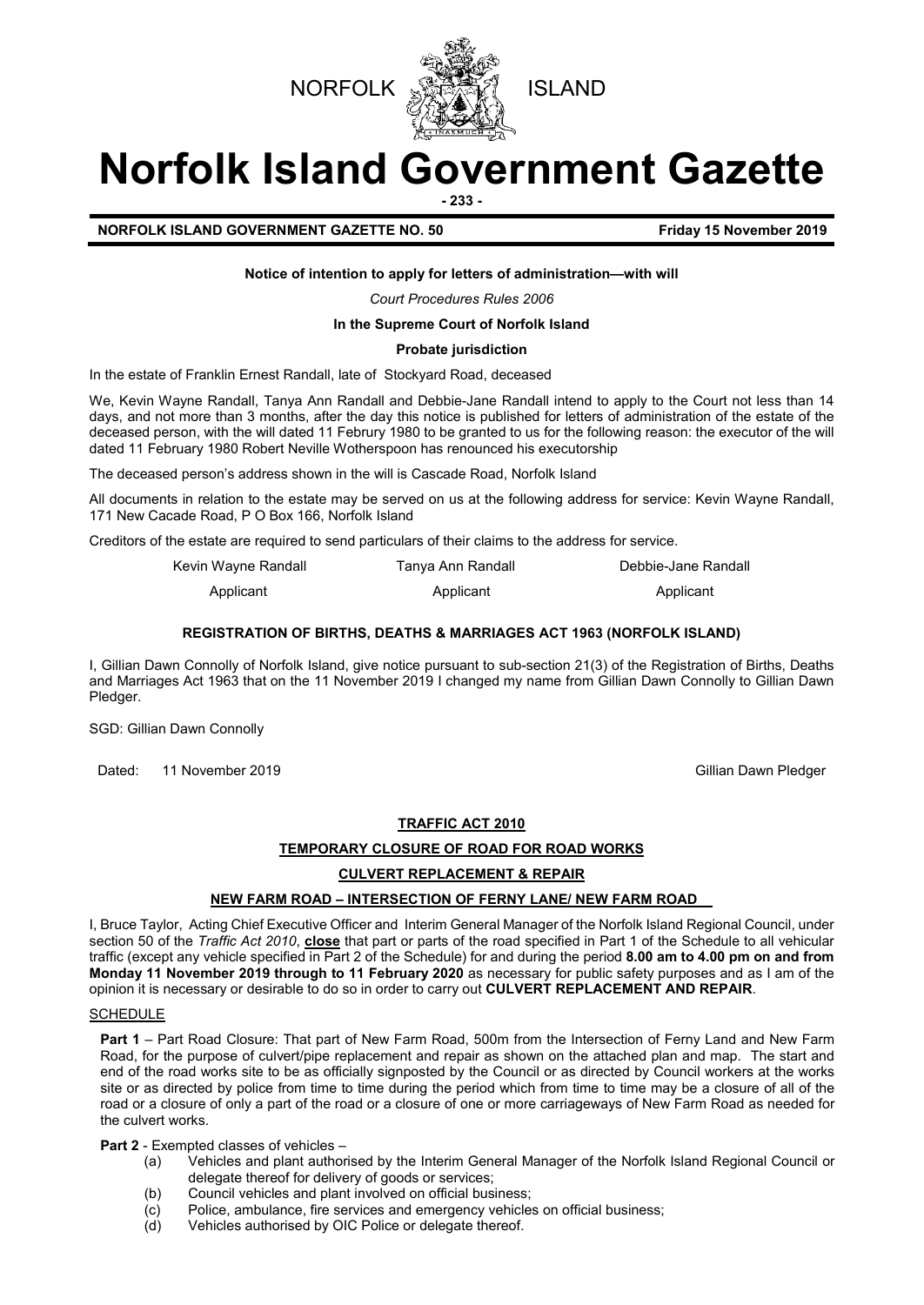NORFOLK ISLAND

# Norfolk Island Government Gazette

**NORFOLK ISLAND GOVERNMENT GAZETTE NO. 50** **Friday 15 November 2019**

**Notice of intention to apply for letters of administration—with will**

*Court Procedures Rules 2006*

**In the Supreme Court of Norfolk Island**

**Probate jurisdiction**

In the estate of Franklin Ernest Randall, late of Stockyard Road, deceased

We, Kevin Wayne Randall, Tanya Ann Randall and Debbie-Jane Randall intend to apply to the Court not less than 14 days, and not more than 3 months, after the day this notice is published for letters of administration of the estate of the deceased person, with the will dated 11 Februry 1980 to be granted to us for the following reason: the executor of the will dated 11 February 1980 Robert Neville Wotherspoon has renounced his executorship

The deceased person's address shown in the will is Cascade Road, Norfolk Island

All documents in relation to the estate may be served on us at the following address for service: Kevin Wayne Randall, 171 New Cacade Road, P O Box 166, Norfolk Island

Creditors of the estate are required to send particulars of their claims to the address for service.

| Kevin Wayne Randall | Tanya Ann Randall | Debbie-Jane Randall |
|---|---|---|
| Applicant | Applicant | Applicant |

**REGISTRATION OF BIRTHS, DEATHS & MARRIAGES ACT 1963 (NORFOLK ISLAND)**

I, Gillian Dawn Connolly of Norfolk Island, give notice pursuant to sub-section 21(3) of the Registration of Births, Deaths and Marriages Act 1963 that on the 11 November 2019 I changed my name from Gillian Dawn Connolly to Gillian Dawn Pledger.

SGD: Gillian Dawn Connolly

Dated: 11 November 2019 Gillian Dawn Pledger

**TRAFFIC ACT 2010**

**TEMPORARY CLOSURE OF ROAD FOR ROAD WORKS**

**CULVERT REPLACEMENT & REPAIR**

**NEW FARM ROAD – INTERSECTION OF FERNY LANE/ NEW FARM ROAD**

I, Bruce Taylor, Acting Chief Executive Officer and Interim General Manager of the Norfolk Island Regional Council, under section 50 of the *Traffic Act 2010*, **close** that part or parts of the road specified in Part 1 of the Schedule to all vehicular traffic (except any vehicle specified in Part 2 of the Schedule) for and during the period **8.00 am to 4.00 pm on and from Monday 11 November 2019 through to 11 February 2020** as necessary for public safety purposes and as I am of the opinion it is necessary or desirable to do so in order to carry out **CULVERT REPLACEMENT AND REPAIR**.

SCHEDULE

**Part 1** – Part Road Closure: That part of New Farm Road, 500m from the Intersection of Ferny Land and New Farm Road, for the purpose of culvert/pipe replacement and repair as shown on the attached plan and map. The start and end of the road works site to be as officially signposted by the Council or as directed by Council workers at the works site or as directed by police from time to time during the period which from time to time may be a closure of all of the road or a closure of only a part of the road or a closure of one or more carriageways of New Farm Road as needed for the culvert works.

**Part 2** - Exempted classes of vehicles –

(a) Vehicles and plant authorised by the Interim General Manager of the Norfolk Island Regional Council or delegate thereof for delivery of goods or services;
(b) Council vehicles and plant involved on official business;
(c) Police, ambulance, fire services and emergency vehicles on official business;
(d) Vehicles authorised by OIC Police or delegate thereof.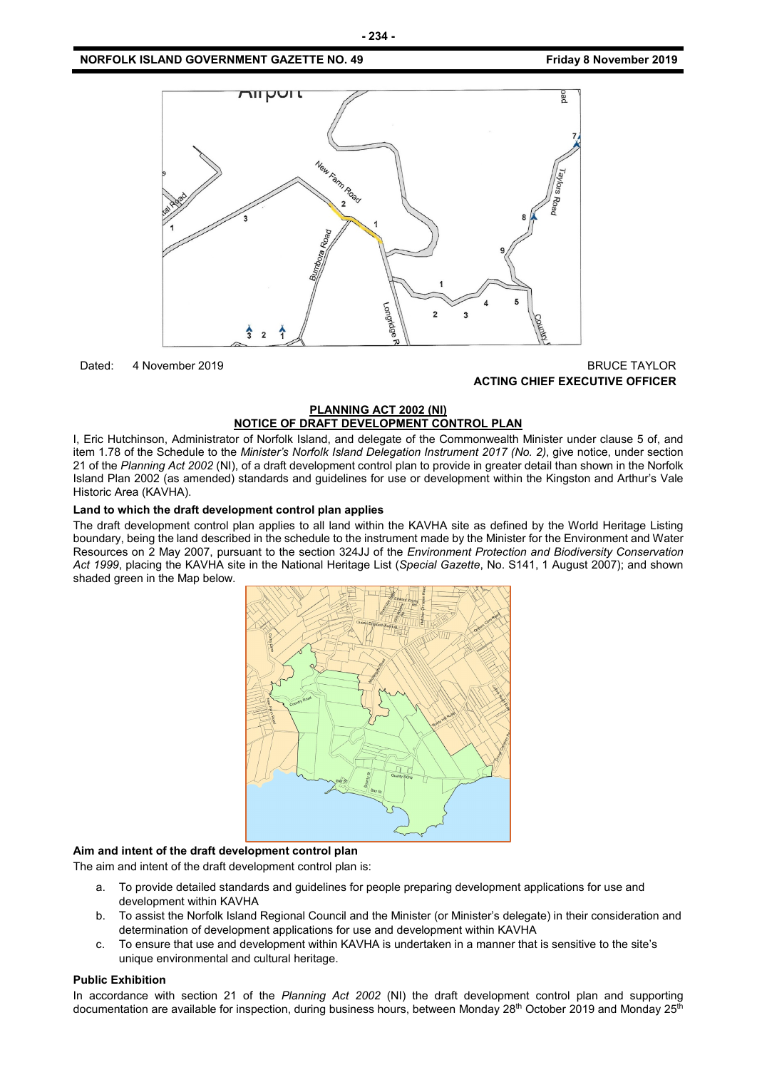Dated: 4 November 2019

BRUCE TAYLOR
**ACTING CHIEF EXECUTIVE OFFICER**

**PLANNING ACT 2002 (NI)**
**NOTICE OF DRAFT DEVELOPMENT CONTROL PLAN**

I, Eric Hutchinson, Administrator of Norfolk Island, and delegate of the Commonwealth Minister under clause 5 of, and item 1.78 of the Schedule to the *Minister's Norfolk Island Delegation Instrument 2017 (No. 2)*, give notice, under section 21 of the *Planning Act 2002* (NI), of a draft development control plan to provide in greater detail than shown in the Norfolk Island Plan 2002 (as amended) standards and guidelines for use or development within the Kingston and Arthur's Vale Historic Area (KAVHA).

**Land to which the draft development control plan applies**

The draft development control plan applies to all land within the KAVHA site as defined by the World Heritage Listing boundary, being the land described in the schedule to the instrument made by the Minister for the Environment and Water Resources on 2 May 2007, pursuant to the section 324JJ of the *Environment Protection and Biodiversity Conservation Act 1999*, placing the KAVHA site in the National Heritage List (*Special Gazette*, No. S141, 1 August 2007); and shown shaded green in the Map below.

**Aim and intent of the draft development control plan**

The aim and intent of the draft development control plan is:

a. To provide detailed standards and guidelines for people preparing development applications for use and development within KAVHA
b. To assist the Norfolk Island Regional Council and the Minister (or Minister's delegate) in their consideration and determination of development applications for use and development within KAVHA
c. To ensure that use and development within KAVHA is undertaken in a manner that is sensitive to the site's unique environmental and cultural heritage.

**Public Exhibition**

In accordance with section 21 of the *Planning Act 2002* (NI) the draft development control plan and supporting documentation are available for inspection, during business hours, between Monday 28th October 2019 and Monday 25th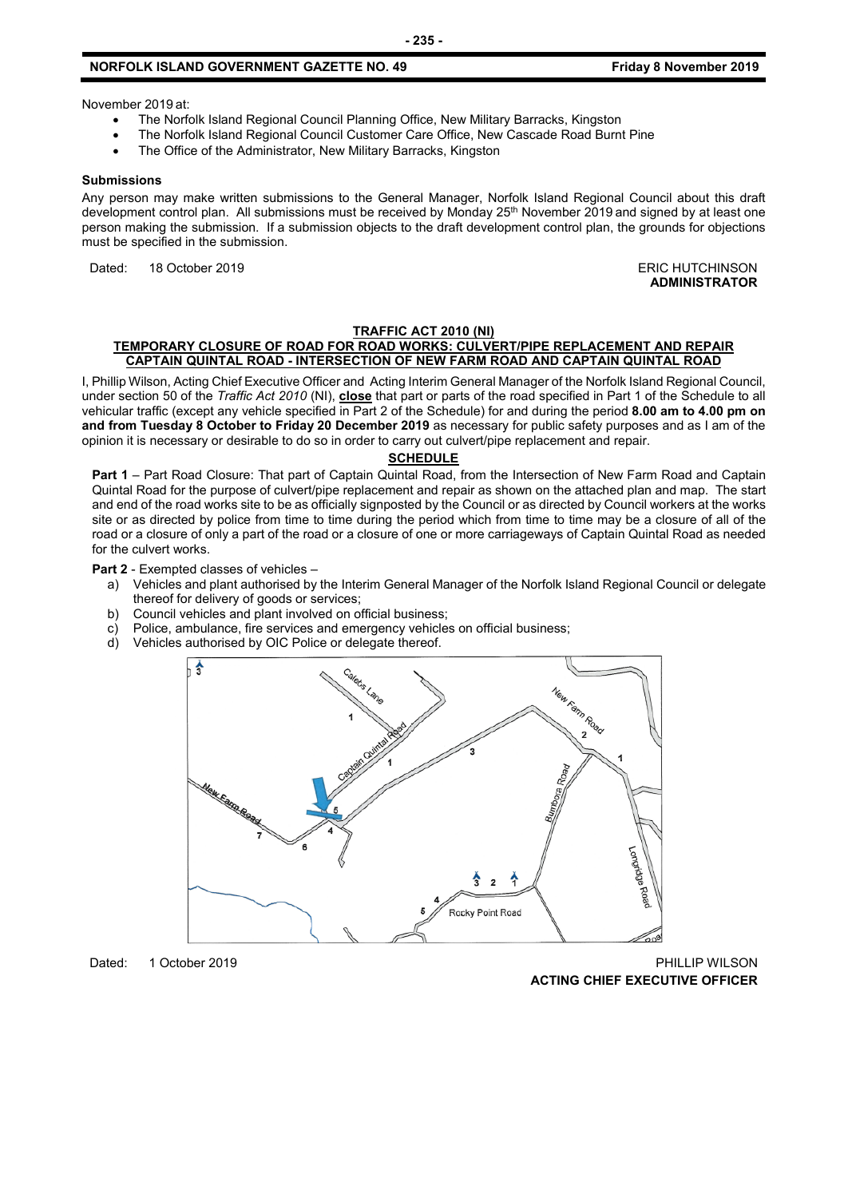November 2019 at:

- The Norfolk Island Regional Council Planning Office, New Military Barracks, Kingston
- The Norfolk Island Regional Council Customer Care Office, New Cascade Road Burnt Pine
- The Office of the Administrator, New Military Barracks, Kingston

**Submissions**

Any person may make written submissions to the General Manager, Norfolk Island Regional Council about this draft development control plan. All submissions must be received by Monday 25th November 2019 and signed by at least one person making the submission. If a submission objects to the draft development control plan, the grounds for objections must be specified in the submission.

Dated: 18 October 2019

ERIC HUTCHINSON
**ADMINISTRATOR**

## TRAFFIC ACT 2010 (NI)

## TEMPORARY CLOSURE OF ROAD FOR ROAD WORKS: CULVERT/PIPE REPLACEMENT AND REPAIR CAPTAIN QUINTAL ROAD - INTERSECTION OF NEW FARM ROAD AND CAPTAIN QUINTAL ROAD

I, Phillip Wilson, Acting Chief Executive Officer and Acting Interim General Manager of the Norfolk Island Regional Council, under section 50 of the *Traffic Act 2010* (NI), **close** that part or parts of the road specified in Part 1 of the Schedule to all vehicular traffic (except any vehicle specified in Part 2 of the Schedule) for and during the period **8.00 am to 4.00 pm on and from Tuesday 8 October to Friday 20 December 2019** as necessary for public safety purposes and as I am of the opinion it is necessary or desirable to do so in order to carry out culvert/pipe replacement and repair.

**SCHEDULE**

**Part 1** – Part Road Closure: That part of Captain Quintal Road, from the Intersection of New Farm Road and Captain Quintal Road for the purpose of culvert/pipe replacement and repair as shown on the attached plan and map. The start and end of the road works site to be as officially signposted by the Council or as directed by Council workers at the works site or as directed by police from time to time during the period which from time to time may be a closure of all of the road or a closure of only a part of the road or a closure of one or more carriageways of Captain Quintal Road as needed for the culvert works.

**Part 2** - Exempted classes of vehicles –

a) Vehicles and plant authorised by the Interim General Manager of the Norfolk Island Regional Council or delegate thereof for delivery of goods or services;
b) Council vehicles and plant involved on official business;
c) Police, ambulance, fire services and emergency vehicles on official business;
d) Vehicles authorised by OIC Police or delegate thereof.

Dated: 1 October 2019

PHILLIP WILSON
**ACTING CHIEF EXECUTIVE OFFICER**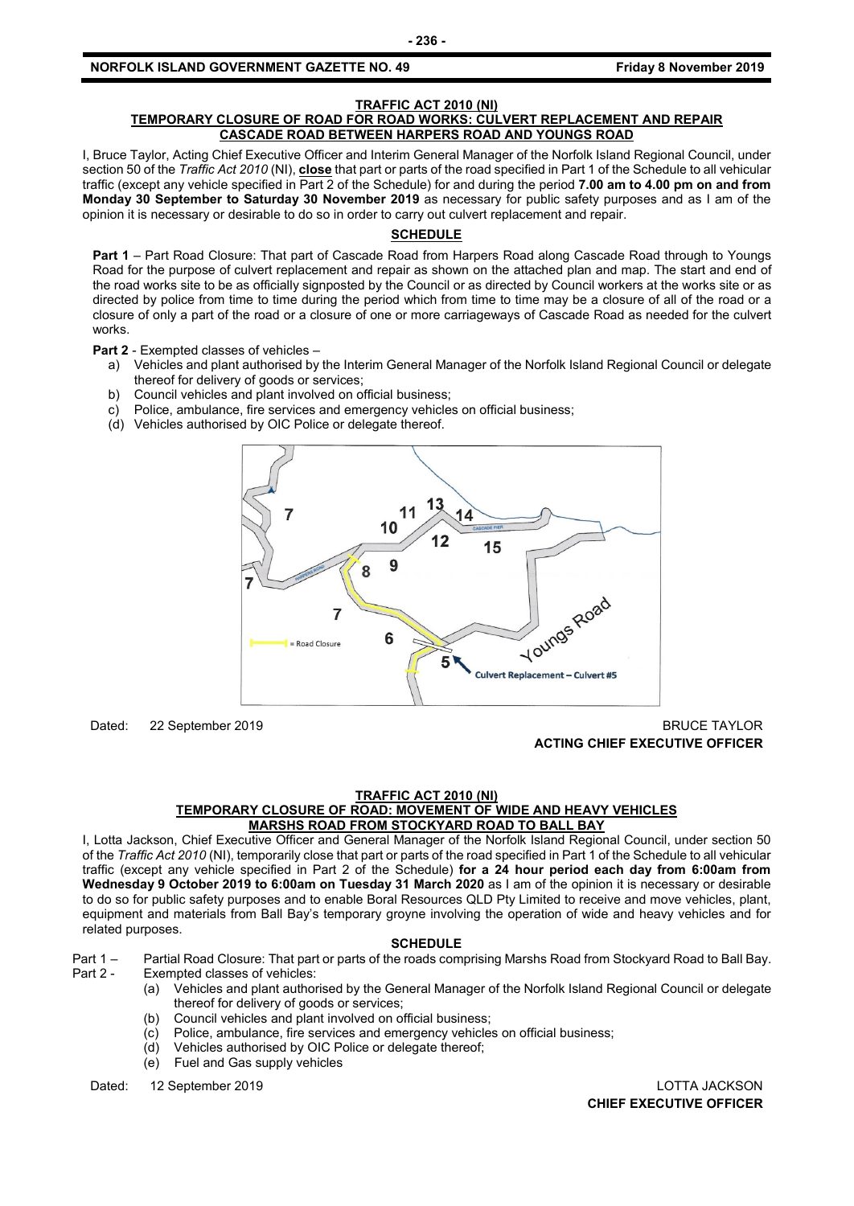### TRAFFIC ACT 2010 (NI)

### TEMPORARY CLOSURE OF ROAD FOR ROAD WORKS: CULVERT REPLACEMENT AND REPAIR CASCADE ROAD BETWEEN HARPERS ROAD AND YOUNGS ROAD

I, Bruce Taylor, Acting Chief Executive Officer and Interim General Manager of the Norfolk Island Regional Council, under section 50 of the *Traffic Act 2010* (NI), **close** that part or parts of the road specified in Part 1 of the Schedule to all vehicular traffic (except any vehicle specified in Part 2 of the Schedule) for and during the period **7.00 am to 4.00 pm on and from Monday 30 September to Saturday 30 November 2019** as necessary for public safety purposes and as I am of the opinion it is necessary or desirable to do so in order to carry out culvert replacement and repair.

**SCHEDULE**

**Part 1** – Part Road Closure: That part of Cascade Road from Harpers Road along Cascade Road through to Youngs Road for the purpose of culvert replacement and repair as shown on the attached plan and map. The start and end of the road works site to be as officially signposted by the Council or as directed by Council workers at the works site or as directed by police from time to time during the period which from time to time may be a closure of all of the road or a closure of only a part of the road or a closure of one or more carriageways of Cascade Road as needed for the culvert works.

**Part 2** - Exempted classes of vehicles –

a) Vehicles and plant authorised by the Interim General Manager of the Norfolk Island Regional Council or delegate thereof for delivery of goods or services;
b) Council vehicles and plant involved on official business;
c) Police, ambulance, fire services and emergency vehicles on official business;
(d) Vehicles authorised by OIC Police or delegate thereof.

Dated: 22 September 2019

BRUCE TAYLOR
**ACTING CHIEF EXECUTIVE OFFICER**

### TRAFFIC ACT 2010 (NI)

### TEMPORARY CLOSURE OF ROAD: MOVEMENT OF WIDE AND HEAVY VEHICLES MARSHS ROAD FROM STOCKYARD ROAD TO BALL BAY

I, Lotta Jackson, Chief Executive Officer and General Manager of the Norfolk Island Regional Council, under section 50 of the *Traffic Act 2010* (NI), temporarily close that part or parts of the road specified in Part 1 of the Schedule to all vehicular traffic (except any vehicle specified in Part 2 of the Schedule) **for a 24 hour period each day from 6:00am from Wednesday 9 October 2019 to 6:00am on Tuesday 31 March 2020** as I am of the opinion it is necessary or desirable to do so for public safety purposes and to enable Boral Resources QLD Pty Limited to receive and move vehicles, plant, equipment and materials from Ball Bay's temporary groyne involving the operation of wide and heavy vehicles and for related purposes.

**SCHEDULE**

Part 1 – Partial Road Closure: That part or parts of the roads comprising Marshs Road from Stockyard Road to Ball Bay.

Part 2 - Exempted classes of vehicles:

(a) Vehicles and plant authorised by the General Manager of the Norfolk Island Regional Council or delegate thereof for delivery of goods or services;
(b) Council vehicles and plant involved on official business;
(c) Police, ambulance, fire services and emergency vehicles on official business;
(d) Vehicles authorised by OIC Police or delegate thereof;
(e) Fuel and Gas supply vehicles

Dated: 12 September 2019

LOTTA JACKSON
**CHIEF EXECUTIVE OFFICER**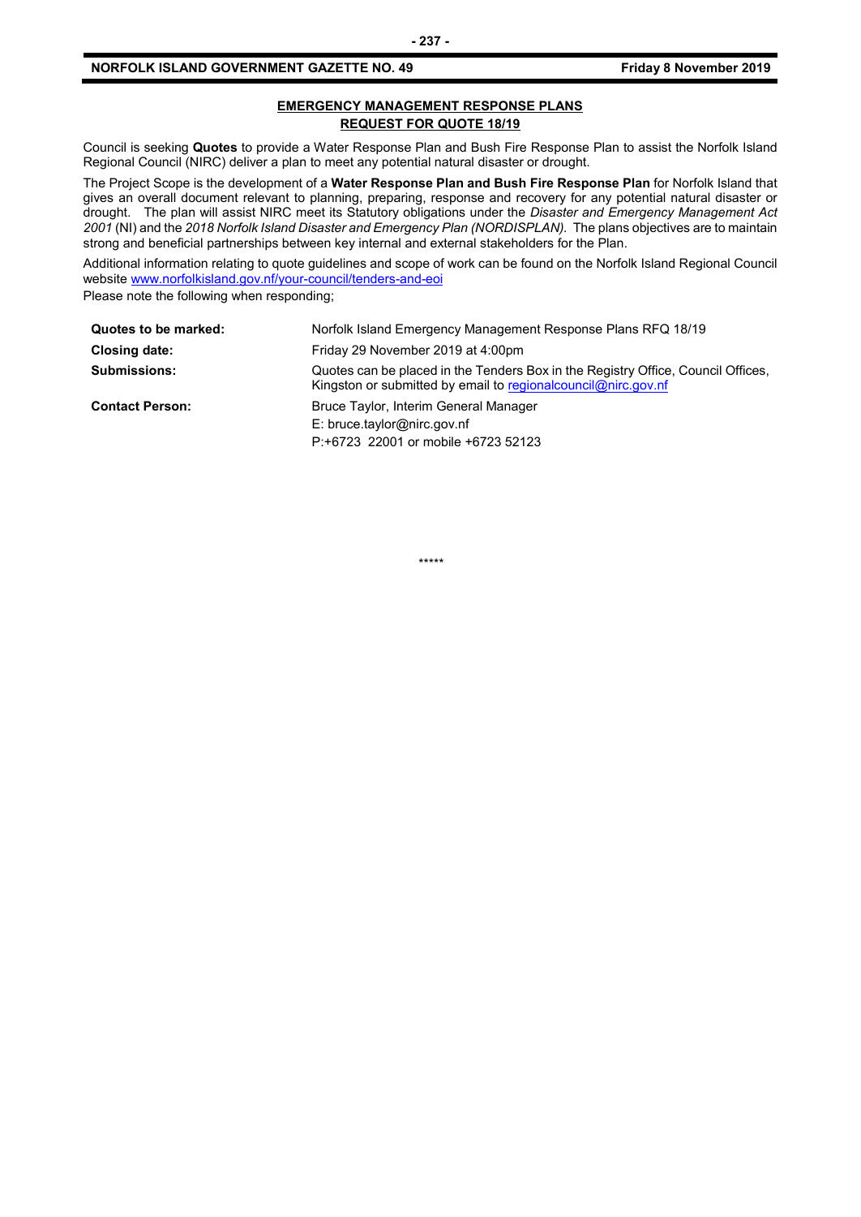## EMERGENCY MANAGEMENT RESPONSE PLANS

## REQUEST FOR QUOTE 18/19

Council is seeking **Quotes** to provide a Water Response Plan and Bush Fire Response Plan to assist the Norfolk Island Regional Council (NIRC) deliver a plan to meet any potential natural disaster or drought.

The Project Scope is the development of a **Water Response Plan and Bush Fire Response Plan** for Norfolk Island that gives an overall document relevant to planning, preparing, response and recovery for any potential natural disaster or drought. The plan will assist NIRC meet its Statutory obligations under the *Disaster and Emergency Management Act 2001* (NI) and the *2018 Norfolk Island Disaster and Emergency Plan (NORDISPLAN).* The plans objectives are to maintain strong and beneficial partnerships between key internal and external stakeholders for the Plan.

Additional information relating to quote guidelines and scope of work can be found on the Norfolk Island Regional Council website www.norfolkisland.gov.nf/your-council/tenders-and-eoi

Please note the following when responding;

| | |
|---|---|
| **Quotes to be marked:** | Norfolk Island Emergency Management Response Plans RFQ 18/19 |
| **Closing date:** | Friday 29 November 2019 at 4:00pm |
| **Submissions:** | Quotes can be placed in the Tenders Box in the Registry Office, Council Offices, Kingston or submitted by email to regionalcouncil@nirc.gov.nf |
| **Contact Person:** | Bruce Taylor, Interim General Manager<br>E: bruce.taylor@nirc.gov.nf<br>P:+6723 22001 or mobile +6723 52123 |

*****